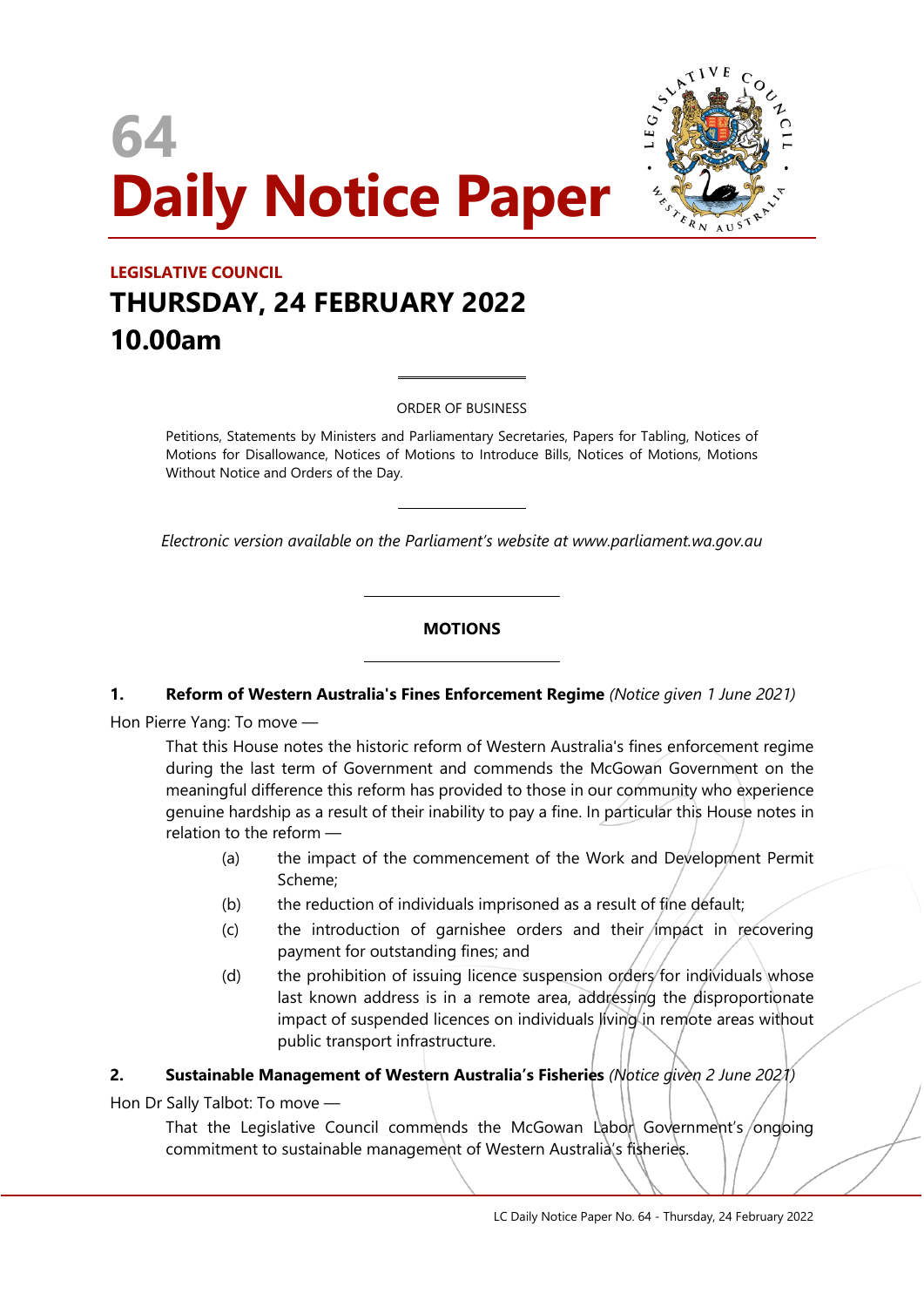# 64
# Daily Notice Paper

**LEGISLATIVE COUNCIL**

## THURSDAY, 24 FEBRUARY 2022
## 10.00am

ORDER OF BUSINESS

Petitions, Statements by Ministers and Parliamentary Secretaries, Papers for Tabling, Notices of Motions for Disallowance, Notices of Motions to Introduce Bills, Notices of Motions, Motions Without Notice and Orders of the Day.

*Electronic version available on the Parliament's website at www.parliament.wa.gov.au*

### MOTIONS

**1. Reform of Western Australia's Fines Enforcement Regime** *(Notice given 1 June 2021)*

Hon Pierre Yang: To move —

That this House notes the historic reform of Western Australia's fines enforcement regime during the last term of Government and commends the McGowan Government on the meaningful difference this reform has provided to those in our community who experience genuine hardship as a result of their inability to pay a fine. In particular this House notes in relation to the reform —

(a) the impact of the commencement of the Work and Development Permit Scheme;

(b) the reduction of individuals imprisoned as a result of fine default;

(c) the introduction of garnishee orders and their impact in recovering payment for outstanding fines; and

(d) the prohibition of issuing licence suspension orders for individuals whose last known address is in a remote area, addressing the disproportionate impact of suspended licences on individuals living in remote areas without public transport infrastructure.

**2. Sustainable Management of Western Australia's Fisheries** *(Notice given 2 June 2021)*

Hon Dr Sally Talbot: To move —

That the Legislative Council commends the McGowan Labor Government's ongoing commitment to sustainable management of Western Australia's fisheries.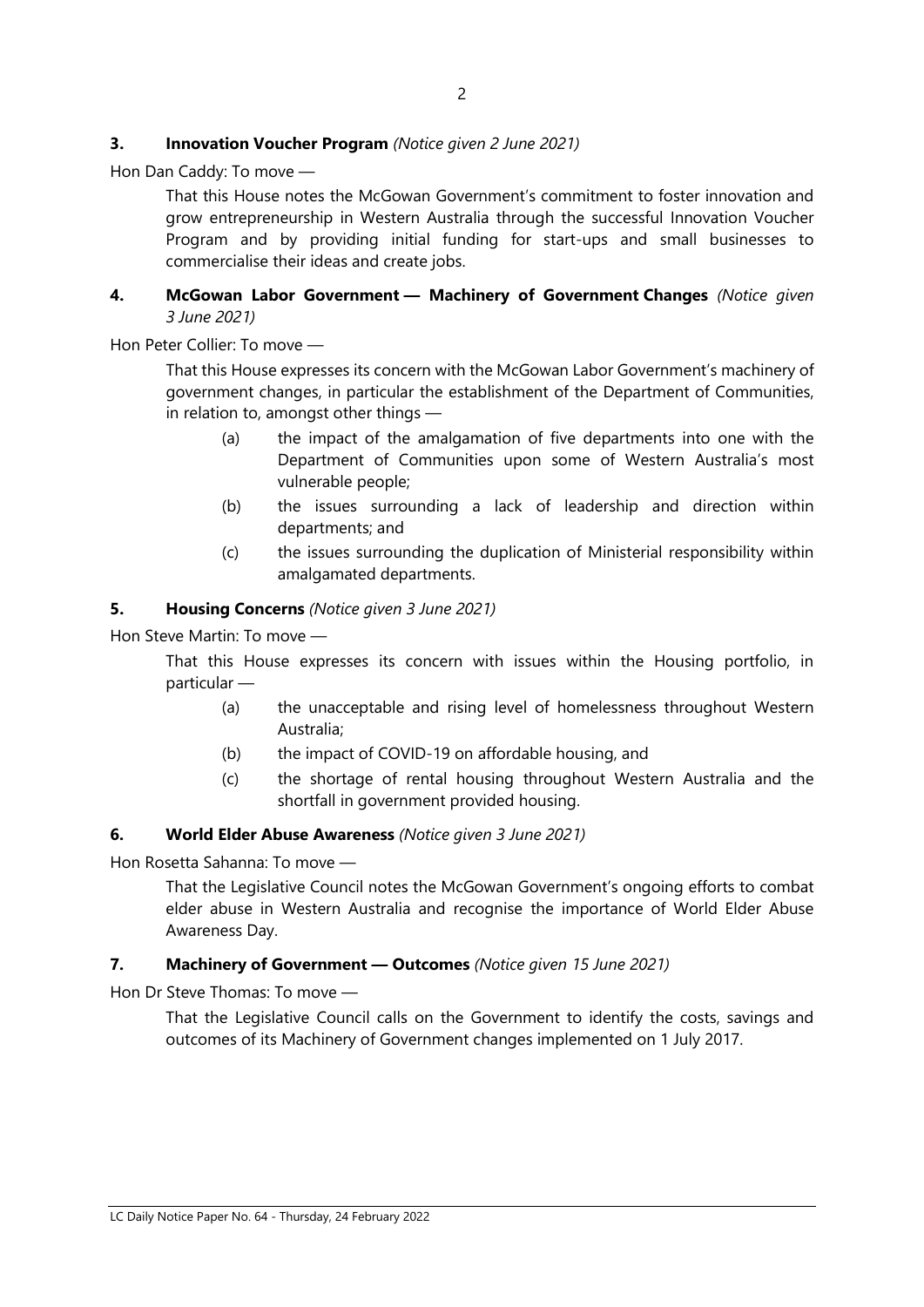**3. Innovation Voucher Program** *(Notice given 2 June 2021)*

Hon Dan Caddy: To move —

That this House notes the McGowan Government's commitment to foster innovation and grow entrepreneurship in Western Australia through the successful Innovation Voucher Program and by providing initial funding for start-ups and small businesses to commercialise their ideas and create jobs.

**4. McGowan Labor Government — Machinery of Government Changes** *(Notice given 3 June 2021)*

Hon Peter Collier: To move —

That this House expresses its concern with the McGowan Labor Government's machinery of government changes, in particular the establishment of the Department of Communities, in relation to, amongst other things —

(a) the impact of the amalgamation of five departments into one with the Department of Communities upon some of Western Australia's most vulnerable people;

(b) the issues surrounding a lack of leadership and direction within departments; and

(c) the issues surrounding the duplication of Ministerial responsibility within amalgamated departments.

**5. Housing Concerns** *(Notice given 3 June 2021)*

Hon Steve Martin: To move —

That this House expresses its concern with issues within the Housing portfolio, in particular —

(a) the unacceptable and rising level of homelessness throughout Western Australia;

(b) the impact of COVID-19 on affordable housing, and

(c) the shortage of rental housing throughout Western Australia and the shortfall in government provided housing.

**6. World Elder Abuse Awareness** *(Notice given 3 June 2021)*

Hon Rosetta Sahanna: To move —

That the Legislative Council notes the McGowan Government's ongoing efforts to combat elder abuse in Western Australia and recognise the importance of World Elder Abuse Awareness Day.

**7. Machinery of Government — Outcomes** *(Notice given 15 June 2021)*

Hon Dr Steve Thomas: To move —

That the Legislative Council calls on the Government to identify the costs, savings and outcomes of its Machinery of Government changes implemented on 1 July 2017.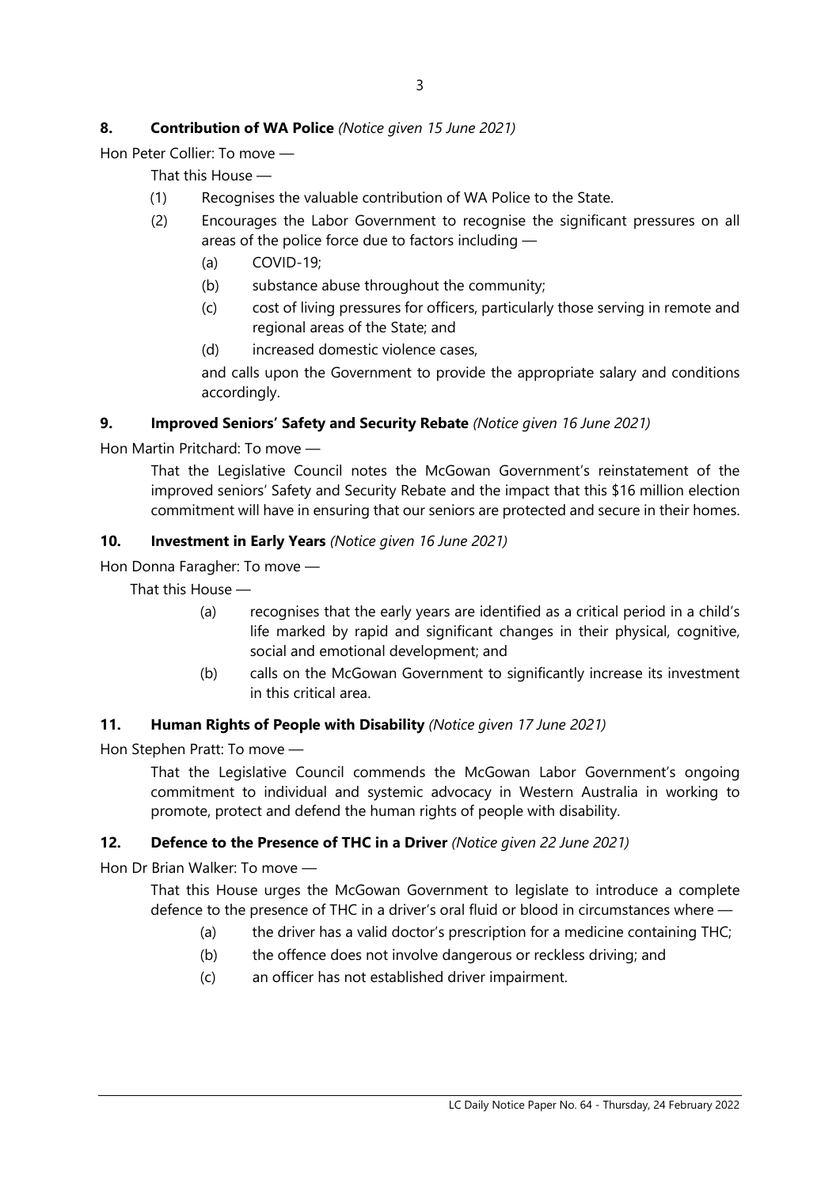**8. Contribution of WA Police** *(Notice given 15 June 2021)*

Hon Peter Collier: To move —

That this House —

(1) Recognises the valuable contribution of WA Police to the State.

(2) Encourages the Labor Government to recognise the significant pressures on all areas of the police force due to factors including —

(a) COVID-19;

(b) substance abuse throughout the community;

(c) cost of living pressures for officers, particularly those serving in remote and regional areas of the State; and

(d) increased domestic violence cases,

and calls upon the Government to provide the appropriate salary and conditions accordingly.

**9. Improved Seniors' Safety and Security Rebate** *(Notice given 16 June 2021)*

Hon Martin Pritchard: To move —

That the Legislative Council notes the McGowan Government's reinstatement of the improved seniors' Safety and Security Rebate and the impact that this $16 million election commitment will have in ensuring that our seniors are protected and secure in their homes.

**10. Investment in Early Years** *(Notice given 16 June 2021)*

Hon Donna Faragher: To move —

That this House —

(a) recognises that the early years are identified as a critical period in a child's life marked by rapid and significant changes in their physical, cognitive, social and emotional development; and

(b) calls on the McGowan Government to significantly increase its investment in this critical area.

**11. Human Rights of People with Disability** *(Notice given 17 June 2021)*

Hon Stephen Pratt: To move —

That the Legislative Council commends the McGowan Labor Government's ongoing commitment to individual and systemic advocacy in Western Australia in working to promote, protect and defend the human rights of people with disability.

**12. Defence to the Presence of THC in a Driver** *(Notice given 22 June 2021)*

Hon Dr Brian Walker: To move —

That this House urges the McGowan Government to legislate to introduce a complete defence to the presence of THC in a driver's oral fluid or blood in circumstances where —

(a) the driver has a valid doctor's prescription for a medicine containing THC;

(b) the offence does not involve dangerous or reckless driving; and

(c) an officer has not established driver impairment.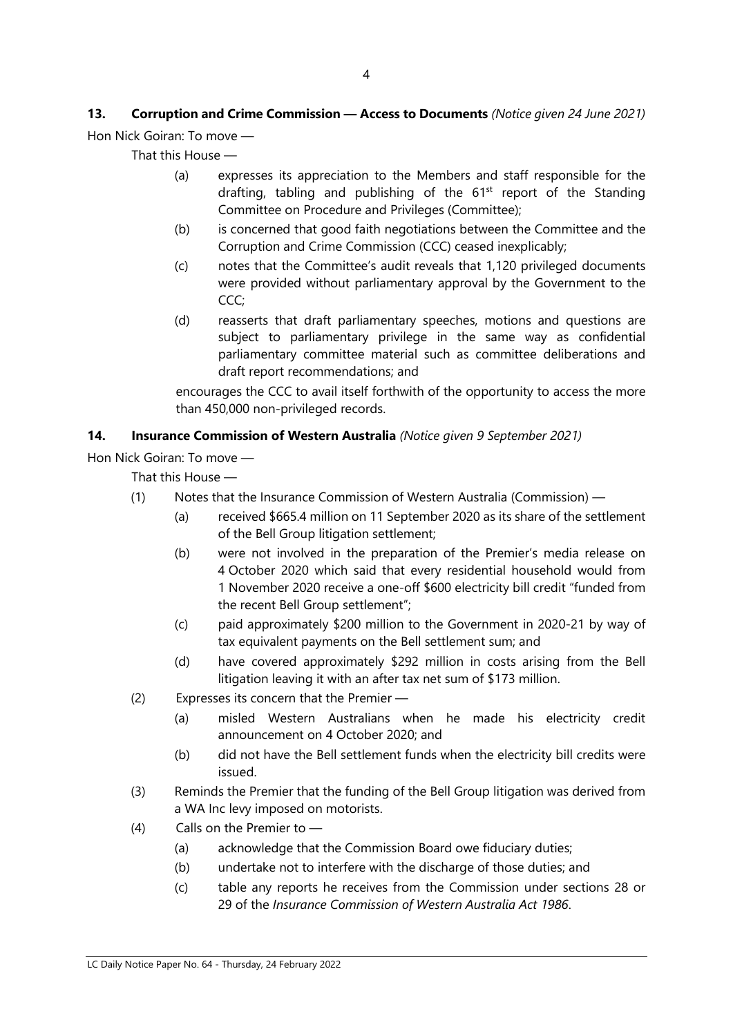**13. Corruption and Crime Commission — Access to Documents** *(Notice given 24 June 2021)*

Hon Nick Goiran: To move —

That this House —

(a) expresses its appreciation to the Members and staff responsible for the drafting, tabling and publishing of the 61st report of the Standing Committee on Procedure and Privileges (Committee);

(b) is concerned that good faith negotiations between the Committee and the Corruption and Crime Commission (CCC) ceased inexplicably;

(c) notes that the Committee's audit reveals that 1,120 privileged documents were provided without parliamentary approval by the Government to the CCC;

(d) reasserts that draft parliamentary speeches, motions and questions are subject to parliamentary privilege in the same way as confidential parliamentary committee material such as committee deliberations and draft report recommendations; and

encourages the CCC to avail itself forthwith of the opportunity to access the more than 450,000 non-privileged records.

**14. Insurance Commission of Western Australia** *(Notice given 9 September 2021)*

Hon Nick Goiran: To move —

That this House —

(1) Notes that the Insurance Commission of Western Australia (Commission) —

  (a) received $665.4 million on 11 September 2020 as its share of the settlement of the Bell Group litigation settlement;

  (b) were not involved in the preparation of the Premier's media release on 4 October 2020 which said that every residential household would from 1 November 2020 receive a one-off $600 electricity bill credit "funded from the recent Bell Group settlement";

  (c) paid approximately $200 million to the Government in 2020-21 by way of tax equivalent payments on the Bell settlement sum; and

  (d) have covered approximately $292 million in costs arising from the Bell litigation leaving it with an after tax net sum of $173 million.

(2) Expresses its concern that the Premier —

  (a) misled Western Australians when he made his electricity credit announcement on 4 October 2020; and

  (b) did not have the Bell settlement funds when the electricity bill credits were issued.

(3) Reminds the Premier that the funding of the Bell Group litigation was derived from a WA Inc levy imposed on motorists.

(4) Calls on the Premier to —

  (a) acknowledge that the Commission Board owe fiduciary duties;

  (b) undertake not to interfere with the discharge of those duties; and

  (c) table any reports he receives from the Commission under sections 28 or 29 of the *Insurance Commission of Western Australia Act 1986*.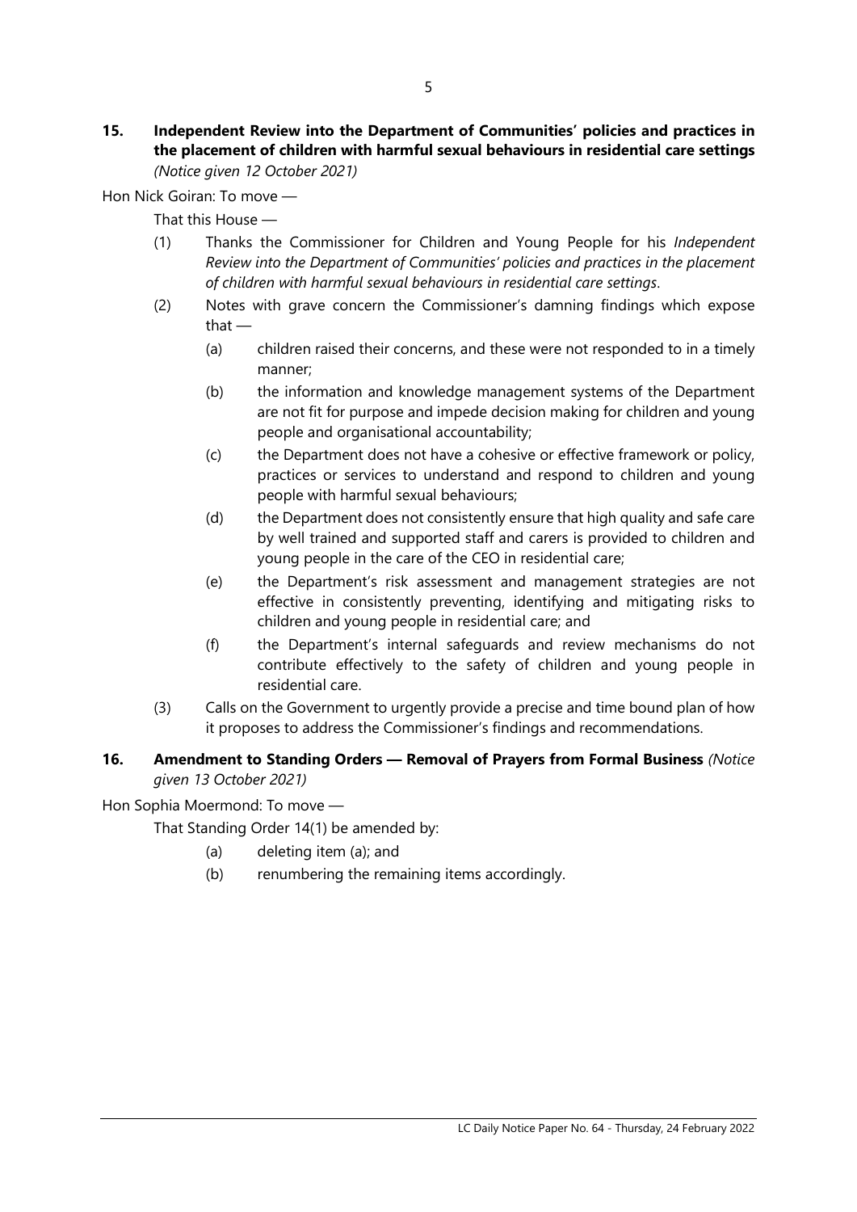**15. Independent Review into the Department of Communities' policies and practices in the placement of children with harmful sexual behaviours in residential care settings** *(Notice given 12 October 2021)*

Hon Nick Goiran: To move —

That this House —

(1) Thanks the Commissioner for Children and Young People for his *Independent Review into the Department of Communities' policies and practices in the placement of children with harmful sexual behaviours in residential care settings*.

(2) Notes with grave concern the Commissioner's damning findings which expose that —

   (a) children raised their concerns, and these were not responded to in a timely manner;

   (b) the information and knowledge management systems of the Department are not fit for purpose and impede decision making for children and young people and organisational accountability;

   (c) the Department does not have a cohesive or effective framework or policy, practices or services to understand and respond to children and young people with harmful sexual behaviours;

   (d) the Department does not consistently ensure that high quality and safe care by well trained and supported staff and carers is provided to children and young people in the care of the CEO in residential care;

   (e) the Department's risk assessment and management strategies are not effective in consistently preventing, identifying and mitigating risks to children and young people in residential care; and

   (f) the Department's internal safeguards and review mechanisms do not contribute effectively to the safety of children and young people in residential care.

(3) Calls on the Government to urgently provide a precise and time bound plan of how it proposes to address the Commissioner's findings and recommendations.

**16. Amendment to Standing Orders — Removal of Prayers from Formal Business** *(Notice given 13 October 2021)*

Hon Sophia Moermond: To move —

That Standing Order 14(1) be amended by:

   (a) deleting item (a); and

   (b) renumbering the remaining items accordingly.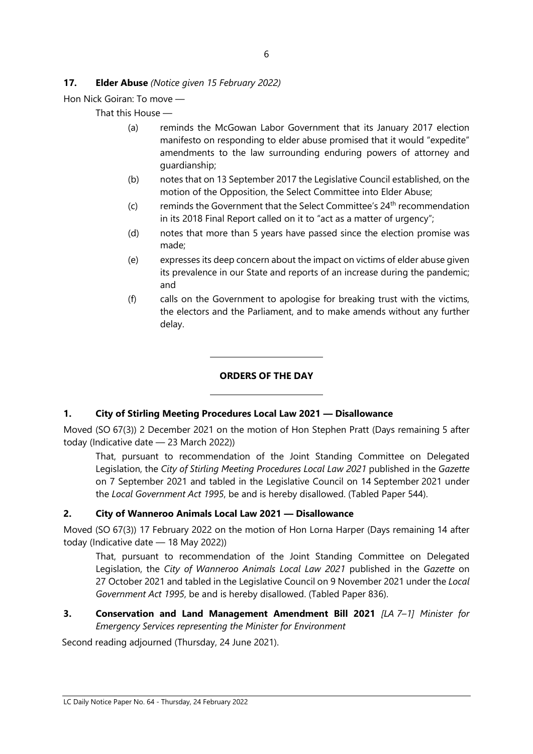**17. Elder Abuse** *(Notice given 15 February 2022)*

Hon Nick Goiran: To move —

That this House —

(a) reminds the McGowan Labor Government that its January 2017 election manifesto on responding to elder abuse promised that it would "expedite" amendments to the law surrounding enduring powers of attorney and guardianship;

(b) notes that on 13 September 2017 the Legislative Council established, on the motion of the Opposition, the Select Committee into Elder Abuse;

(c) reminds the Government that the Select Committee's 24th recommendation in its 2018 Final Report called on it to "act as a matter of urgency";

(d) notes that more than 5 years have passed since the election promise was made;

(e) expresses its deep concern about the impact on victims of elder abuse given its prevalence in our State and reports of an increase during the pandemic; and

(f) calls on the Government to apologise for breaking trust with the victims, the electors and the Parliament, and to make amends without any further delay.

---

## ORDERS OF THE DAY

---

**1. City of Stirling Meeting Procedures Local Law 2021 — Disallowance**

Moved (SO 67(3)) 2 December 2021 on the motion of Hon Stephen Pratt (Days remaining 5 after today (Indicative date — 23 March 2022))

That, pursuant to recommendation of the Joint Standing Committee on Delegated Legislation, the *City of Stirling Meeting Procedures Local Law 2021* published in the *Gazette* on 7 September 2021 and tabled in the Legislative Council on 14 September 2021 under the *Local Government Act 1995*, be and is hereby disallowed. (Tabled Paper 544).

**2. City of Wanneroo Animals Local Law 2021 — Disallowance**

Moved (SO 67(3)) 17 February 2022 on the motion of Hon Lorna Harper (Days remaining 14 after today (Indicative date — 18 May 2022))

That, pursuant to recommendation of the Joint Standing Committee on Delegated Legislation, the *City of Wanneroo Animals Local Law 2021* published in the *Gazette* on 27 October 2021 and tabled in the Legislative Council on 9 November 2021 under the *Local Government Act 1995*, be and is hereby disallowed. (Tabled Paper 836).

**3. Conservation and Land Management Amendment Bill 2021** *[LA 7–1] Minister for Emergency Services representing the Minister for Environment*

Second reading adjourned (Thursday, 24 June 2021).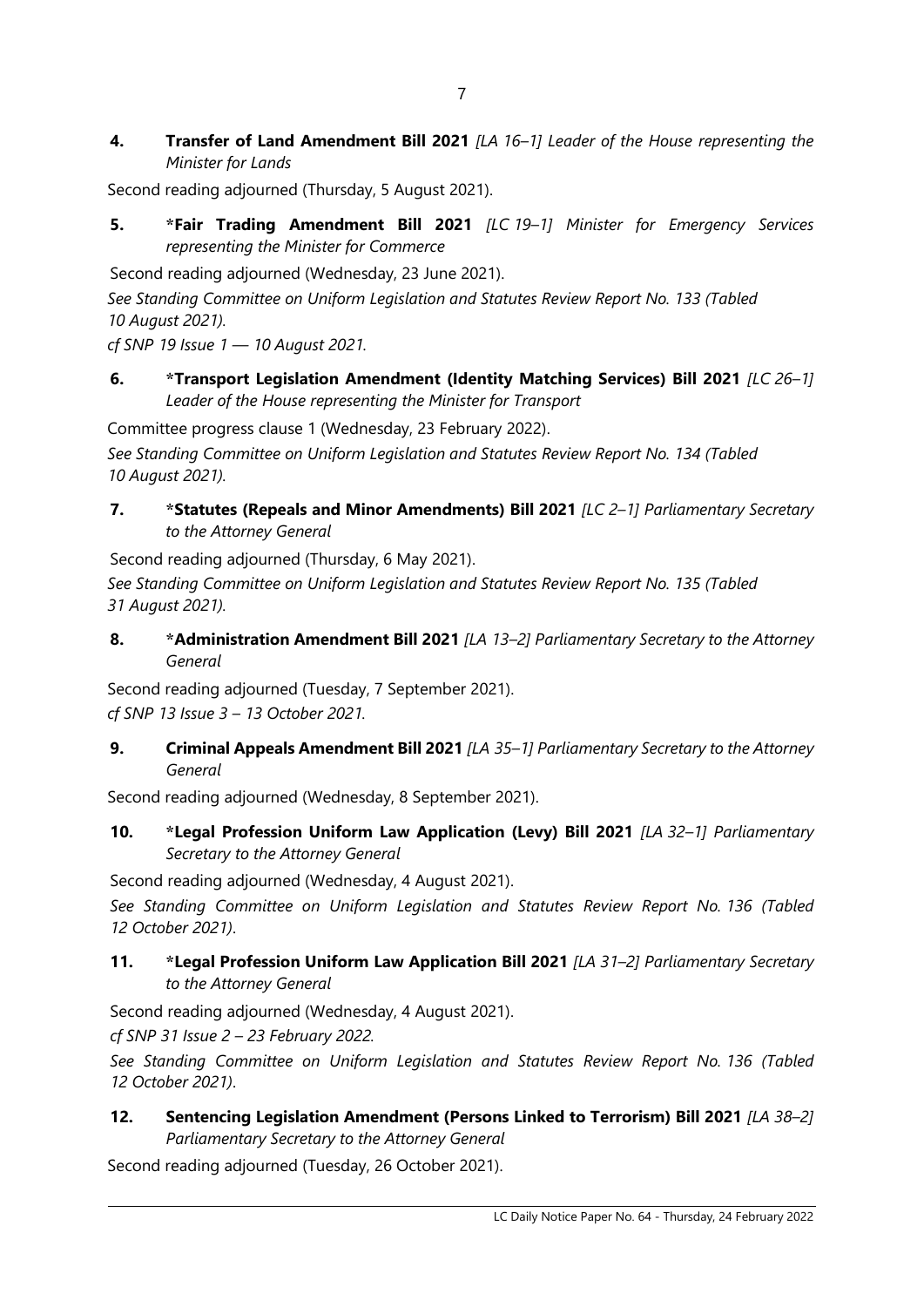**4. Transfer of Land Amendment Bill 2021** *[LA 16–1] Leader of the House representing the Minister for Lands*

Second reading adjourned (Thursday, 5 August 2021).

**5. *Fair Trading Amendment Bill 2021** *[LC 19–1] Minister for Emergency Services representing the Minister for Commerce*

Second reading adjourned (Wednesday, 23 June 2021).

*See Standing Committee on Uniform Legislation and Statutes Review Report No. 133 (Tabled 10 August 2021).*

*cf SNP 19 Issue 1 — 10 August 2021.*

**6. *Transport Legislation Amendment (Identity Matching Services) Bill 2021** *[LC 26–1] Leader of the House representing the Minister for Transport*

Committee progress clause 1 (Wednesday, 23 February 2022).

*See Standing Committee on Uniform Legislation and Statutes Review Report No. 134 (Tabled 10 August 2021).*

**7. *Statutes (Repeals and Minor Amendments) Bill 2021** *[LC 2–1] Parliamentary Secretary to the Attorney General*

Second reading adjourned (Thursday, 6 May 2021).

*See Standing Committee on Uniform Legislation and Statutes Review Report No. 135 (Tabled 31 August 2021).*

**8. *Administration Amendment Bill 2021** *[LA 13–2] Parliamentary Secretary to the Attorney General*

Second reading adjourned (Tuesday, 7 September 2021).

*cf SNP 13 Issue 3 – 13 October 2021.*

**9. Criminal Appeals Amendment Bill 2021** *[LA 35–1] Parliamentary Secretary to the Attorney General*

Second reading adjourned (Wednesday, 8 September 2021).

**10. *Legal Profession Uniform Law Application (Levy) Bill 2021** *[LA 32–1] Parliamentary Secretary to the Attorney General*

Second reading adjourned (Wednesday, 4 August 2021).

*See Standing Committee on Uniform Legislation and Statutes Review Report No. 136 (Tabled 12 October 2021)*.

**11. *Legal Profession Uniform Law Application Bill 2021** *[LA 31–2] Parliamentary Secretary to the Attorney General*

Second reading adjourned (Wednesday, 4 August 2021).

*cf SNP 31 Issue 2 – 23 February 2022.*

*See Standing Committee on Uniform Legislation and Statutes Review Report No. 136 (Tabled 12 October 2021)*.

**12. Sentencing Legislation Amendment (Persons Linked to Terrorism) Bill 2021** *[LA 38–2] Parliamentary Secretary to the Attorney General*

Second reading adjourned (Tuesday, 26 October 2021).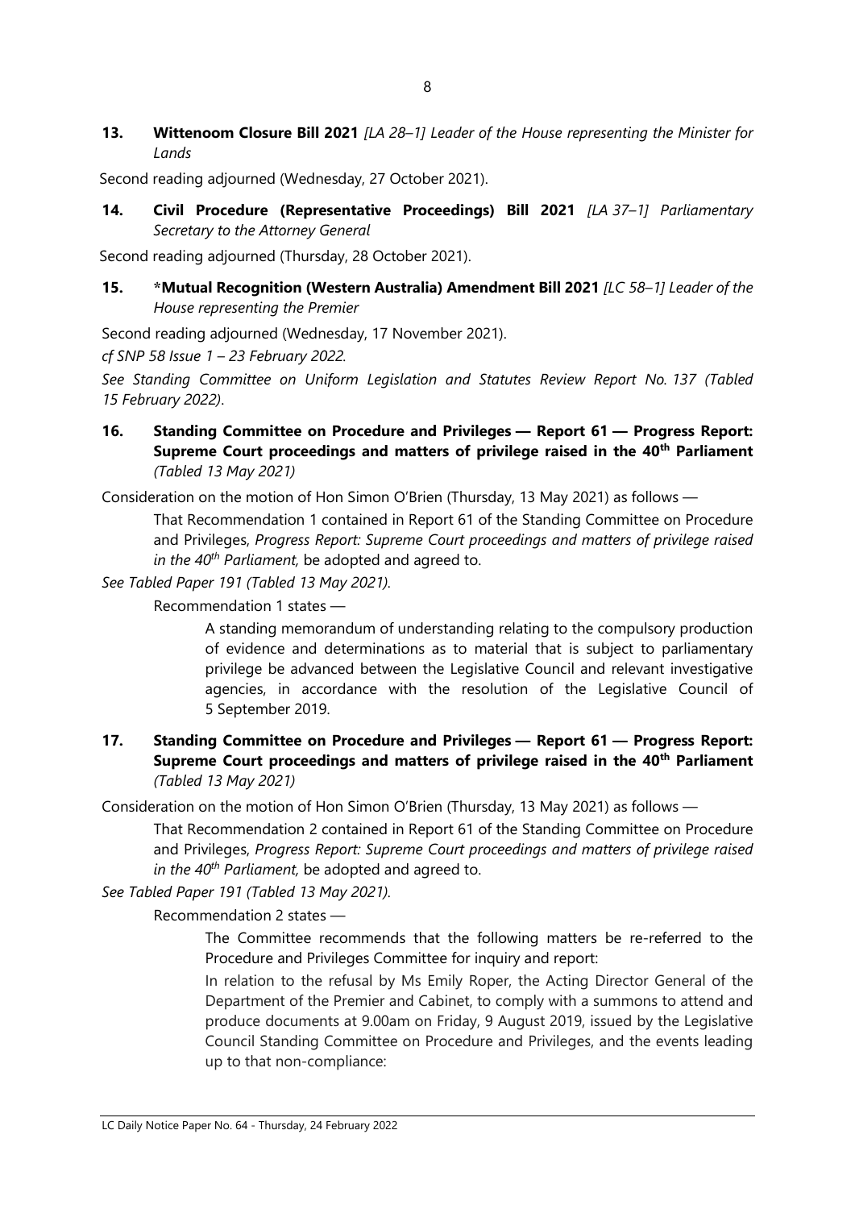**13. Wittenoom Closure Bill 2021** *[LA 28–1] Leader of the House representing the Minister for Lands*

Second reading adjourned (Wednesday, 27 October 2021).

**14. Civil Procedure (Representative Proceedings) Bill 2021** *[LA 37–1] Parliamentary Secretary to the Attorney General*

Second reading adjourned (Thursday, 28 October 2021).

**15. *Mutual Recognition (Western Australia) Amendment Bill 2021** *[LC 58–1] Leader of the House representing the Premier*

Second reading adjourned (Wednesday, 17 November 2021).

*cf SNP 58 Issue 1 – 23 February 2022.*

*See Standing Committee on Uniform Legislation and Statutes Review Report No. 137 (Tabled 15 February 2022).*

**16. Standing Committee on Procedure and Privileges — Report 61 — Progress Report: Supreme Court proceedings and matters of privilege raised in the 40th Parliament** *(Tabled 13 May 2021)*

Consideration on the motion of Hon Simon O'Brien (Thursday, 13 May 2021) as follows —

> That Recommendation 1 contained in Report 61 of the Standing Committee on Procedure and Privileges, *Progress Report: Supreme Court proceedings and matters of privilege raised in the 40th Parliament,* be adopted and agreed to.

*See Tabled Paper 191 (Tabled 13 May 2021).*

> Recommendation 1 states —
>
> > A standing memorandum of understanding relating to the compulsory production of evidence and determinations as to material that is subject to parliamentary privilege be advanced between the Legislative Council and relevant investigative agencies, in accordance with the resolution of the Legislative Council of 5 September 2019.

**17. Standing Committee on Procedure and Privileges — Report 61 — Progress Report: Supreme Court proceedings and matters of privilege raised in the 40th Parliament** *(Tabled 13 May 2021)*

Consideration on the motion of Hon Simon O'Brien (Thursday, 13 May 2021) as follows —

> That Recommendation 2 contained in Report 61 of the Standing Committee on Procedure and Privileges, *Progress Report: Supreme Court proceedings and matters of privilege raised in the 40th Parliament,* be adopted and agreed to.

*See Tabled Paper 191 (Tabled 13 May 2021).*

> Recommendation 2 states —
>
> > The Committee recommends that the following matters be re-referred to the Procedure and Privileges Committee for inquiry and report:
> >
> > In relation to the refusal by Ms Emily Roper, the Acting Director General of the Department of the Premier and Cabinet, to comply with a summons to attend and produce documents at 9.00am on Friday, 9 August 2019, issued by the Legislative Council Standing Committee on Procedure and Privileges, and the events leading up to that non-compliance: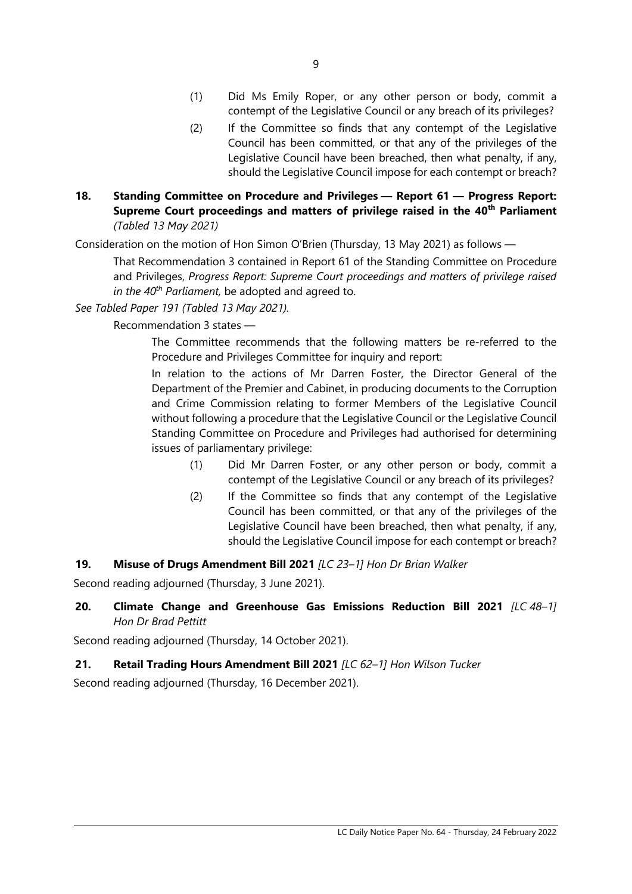(1) Did Ms Emily Roper, or any other person or body, commit a contempt of the Legislative Council or any breach of its privileges?

(2) If the Committee so finds that any contempt of the Legislative Council has been committed, or that any of the privileges of the Legislative Council have been breached, then what penalty, if any, should the Legislative Council impose for each contempt or breach?

**18. Standing Committee on Procedure and Privileges — Report 61 — Progress Report: Supreme Court proceedings and matters of privilege raised in the 40th Parliament** *(Tabled 13 May 2021)*

Consideration on the motion of Hon Simon O'Brien (Thursday, 13 May 2021) as follows —

That Recommendation 3 contained in Report 61 of the Standing Committee on Procedure and Privileges, *Progress Report: Supreme Court proceedings and matters of privilege raised in the 40th Parliament,* be adopted and agreed to.

*See Tabled Paper 191 (Tabled 13 May 2021).*

Recommendation 3 states —

The Committee recommends that the following matters be re-referred to the Procedure and Privileges Committee for inquiry and report:

In relation to the actions of Mr Darren Foster, the Director General of the Department of the Premier and Cabinet, in producing documents to the Corruption and Crime Commission relating to former Members of the Legislative Council without following a procedure that the Legislative Council or the Legislative Council Standing Committee on Procedure and Privileges had authorised for determining issues of parliamentary privilege:

(1) Did Mr Darren Foster, or any other person or body, commit a contempt of the Legislative Council or any breach of its privileges?

(2) If the Committee so finds that any contempt of the Legislative Council has been committed, or that any of the privileges of the Legislative Council have been breached, then what penalty, if any, should the Legislative Council impose for each contempt or breach?

**19. Misuse of Drugs Amendment Bill 2021** *[LC 23–1] Hon Dr Brian Walker*

Second reading adjourned (Thursday, 3 June 2021).

**20. Climate Change and Greenhouse Gas Emissions Reduction Bill 2021** *[LC 48–1] Hon Dr Brad Pettitt*

Second reading adjourned (Thursday, 14 October 2021).

**21. Retail Trading Hours Amendment Bill 2021** *[LC 62–1] Hon Wilson Tucker*

Second reading adjourned (Thursday, 16 December 2021).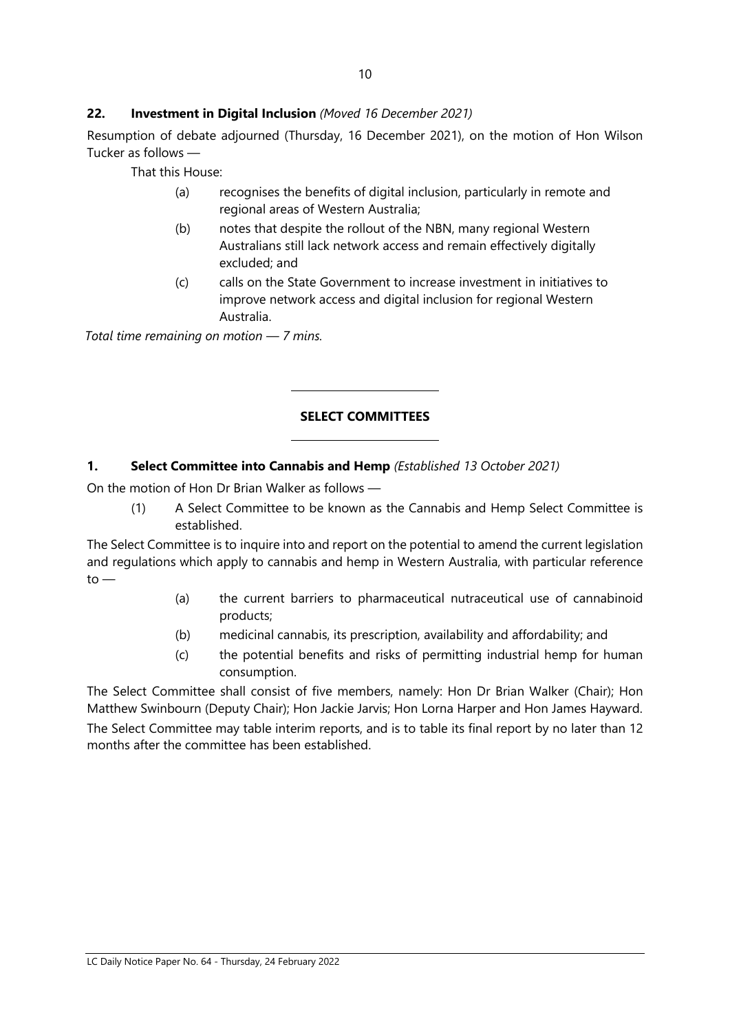### 22. **Investment in Digital Inclusion** *(Moved 16 December 2021)*

Resumption of debate adjourned (Thursday, 16 December 2021), on the motion of Hon Wilson Tucker as follows —

That this House:

(a) recognises the benefits of digital inclusion, particularly in remote and regional areas of Western Australia;

(b) notes that despite the rollout of the NBN, many regional Western Australians still lack network access and remain effectively digitally excluded; and

(c) calls on the State Government to increase investment in initiatives to improve network access and digital inclusion for regional Western Australia.

*Total time remaining on motion — 7 mins.*

---

## SELECT COMMITTEES

---

### 1. **Select Committee into Cannabis and Hemp** *(Established 13 October 2021)*

On the motion of Hon Dr Brian Walker as follows —

(1) A Select Committee to be known as the Cannabis and Hemp Select Committee is established.

The Select Committee is to inquire into and report on the potential to amend the current legislation and regulations which apply to cannabis and hemp in Western Australia, with particular reference to —

(a) the current barriers to pharmaceutical nutraceutical use of cannabinoid products;

(b) medicinal cannabis, its prescription, availability and affordability; and

(c) the potential benefits and risks of permitting industrial hemp for human consumption.

The Select Committee shall consist of five members, namely: Hon Dr Brian Walker (Chair); Hon Matthew Swinbourn (Deputy Chair); Hon Jackie Jarvis; Hon Lorna Harper and Hon James Hayward.

The Select Committee may table interim reports, and is to table its final report by no later than 12 months after the committee has been established.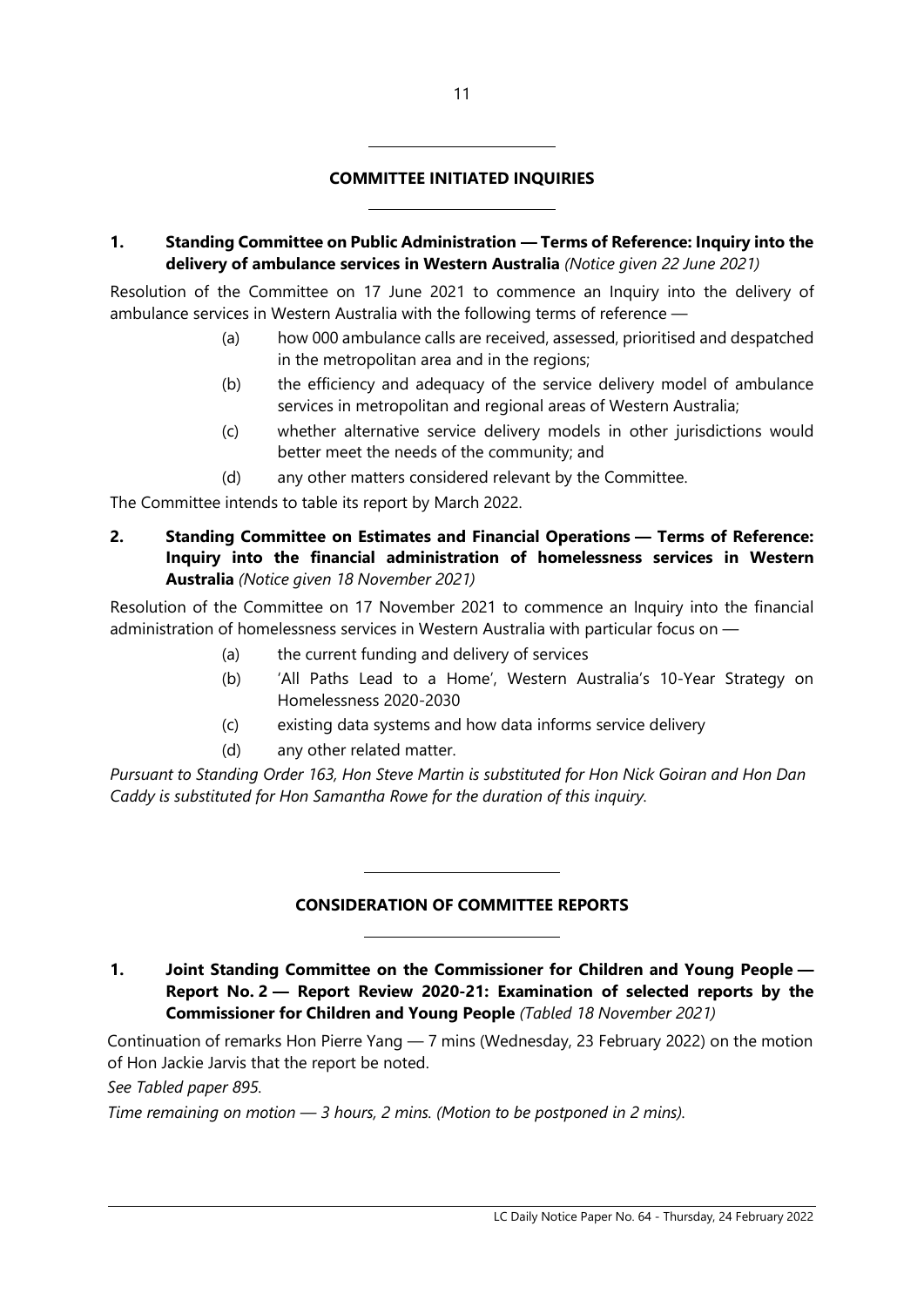## COMMITTEE INITIATED INQUIRIES

**1. Standing Committee on Public Administration — Terms of Reference: Inquiry into the delivery of ambulance services in Western Australia** *(Notice given 22 June 2021)*

Resolution of the Committee on 17 June 2021 to commence an Inquiry into the delivery of ambulance services in Western Australia with the following terms of reference —

(a) how 000 ambulance calls are received, assessed, prioritised and despatched in the metropolitan area and in the regions;

(b) the efficiency and adequacy of the service delivery model of ambulance services in metropolitan and regional areas of Western Australia;

(c) whether alternative service delivery models in other jurisdictions would better meet the needs of the community; and

(d) any other matters considered relevant by the Committee.

The Committee intends to table its report by March 2022.

**2. Standing Committee on Estimates and Financial Operations — Terms of Reference: Inquiry into the financial administration of homelessness services in Western Australia** *(Notice given 18 November 2021)*

Resolution of the Committee on 17 November 2021 to commence an Inquiry into the financial administration of homelessness services in Western Australia with particular focus on —

(a) the current funding and delivery of services

(b) 'All Paths Lead to a Home', Western Australia's 10-Year Strategy on Homelessness 2020-2030

(c) existing data systems and how data informs service delivery

(d) any other related matter.

*Pursuant to Standing Order 163, Hon Steve Martin is substituted for Hon Nick Goiran and Hon Dan Caddy is substituted for Hon Samantha Rowe for the duration of this inquiry.*

## CONSIDERATION OF COMMITTEE REPORTS

**1. Joint Standing Committee on the Commissioner for Children and Young People — Report No. 2 — Report Review 2020-21: Examination of selected reports by the Commissioner for Children and Young People** *(Tabled 18 November 2021)*

Continuation of remarks Hon Pierre Yang — 7 mins (Wednesday, 23 February 2022) on the motion of Hon Jackie Jarvis that the report be noted.

*See Tabled paper 895.*

*Time remaining on motion — 3 hours, 2 mins. (Motion to be postponed in 2 mins).*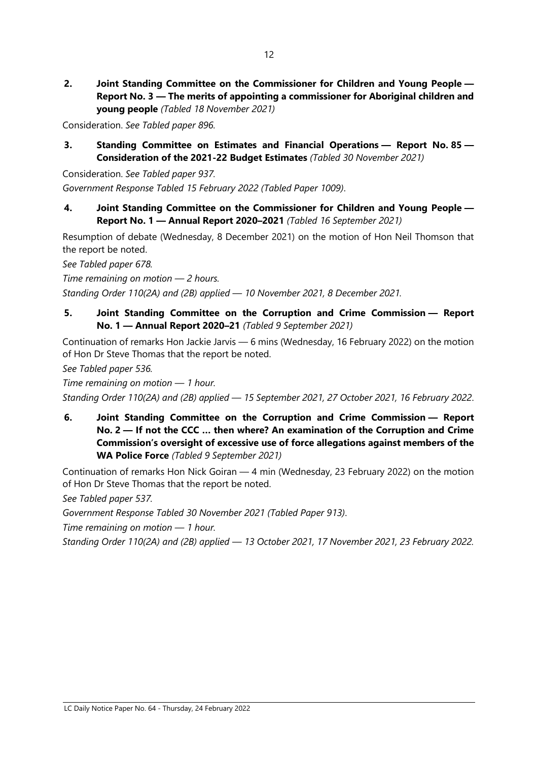**2. Joint Standing Committee on the Commissioner for Children and Young People — Report No. 3 — The merits of appointing a commissioner for Aboriginal children and young people** *(Tabled 18 November 2021)*

Consideration. *See Tabled paper 896.*

**3. Standing Committee on Estimates and Financial Operations — Report No. 85 — Consideration of the 2021-22 Budget Estimates** *(Tabled 30 November 2021)*

Consideration. *See Tabled paper 937.*

*Government Response Tabled 15 February 2022 (Tabled Paper 1009).*

**4. Joint Standing Committee on the Commissioner for Children and Young People — Report No. 1 — Annual Report 2020–2021** *(Tabled 16 September 2021)*

Resumption of debate (Wednesday, 8 December 2021) on the motion of Hon Neil Thomson that the report be noted.

*See Tabled paper 678.*

*Time remaining on motion — 2 hours.*

*Standing Order 110(2A) and (2B) applied — 10 November 2021, 8 December 2021.*

**5. Joint Standing Committee on the Corruption and Crime Commission — Report No. 1 — Annual Report 2020–21** *(Tabled 9 September 2021)*

Continuation of remarks Hon Jackie Jarvis — 6 mins (Wednesday, 16 February 2022) on the motion of Hon Dr Steve Thomas that the report be noted.

*See Tabled paper 536.*

*Time remaining on motion — 1 hour.*

*Standing Order 110(2A) and (2B) applied — 15 September 2021, 27 October 2021, 16 February 2022.*

**6. Joint Standing Committee on the Corruption and Crime Commission — Report No. 2 — If not the CCC … then where? An examination of the Corruption and Crime Commission's oversight of excessive use of force allegations against members of the WA Police Force** *(Tabled 9 September 2021)*

Continuation of remarks Hon Nick Goiran — 4 min (Wednesday, 23 February 2022) on the motion of Hon Dr Steve Thomas that the report be noted.

*See Tabled paper 537.*

*Government Response Tabled 30 November 2021 (Tabled Paper 913).*

*Time remaining on motion — 1 hour.*

*Standing Order 110(2A) and (2B) applied — 13 October 2021, 17 November 2021, 23 February 2022.*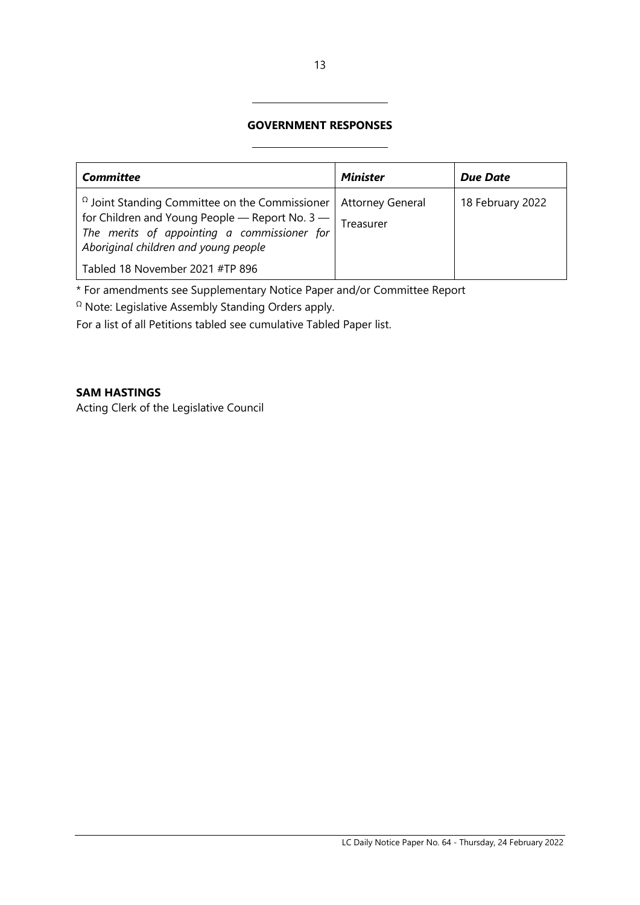## GOVERNMENT RESPONSES

| ***Committee*** | ***Minister*** | ***Due Date*** |
|---|---|---|
| Ω Joint Standing Committee on the Commissioner for Children and Young People — Report No. 3 — *The merits of appointing a commissioner for Aboriginal children and young people*<br>Tabled 18 November 2021 #TP 896 | Attorney General<br>Treasurer | 18 February 2022 |

\* For amendments see Supplementary Notice Paper and/or Committee Report

Ω Note: Legislative Assembly Standing Orders apply.

For a list of all Petitions tabled see cumulative Tabled Paper list.

**SAM HASTINGS**
Acting Clerk of the Legislative Council